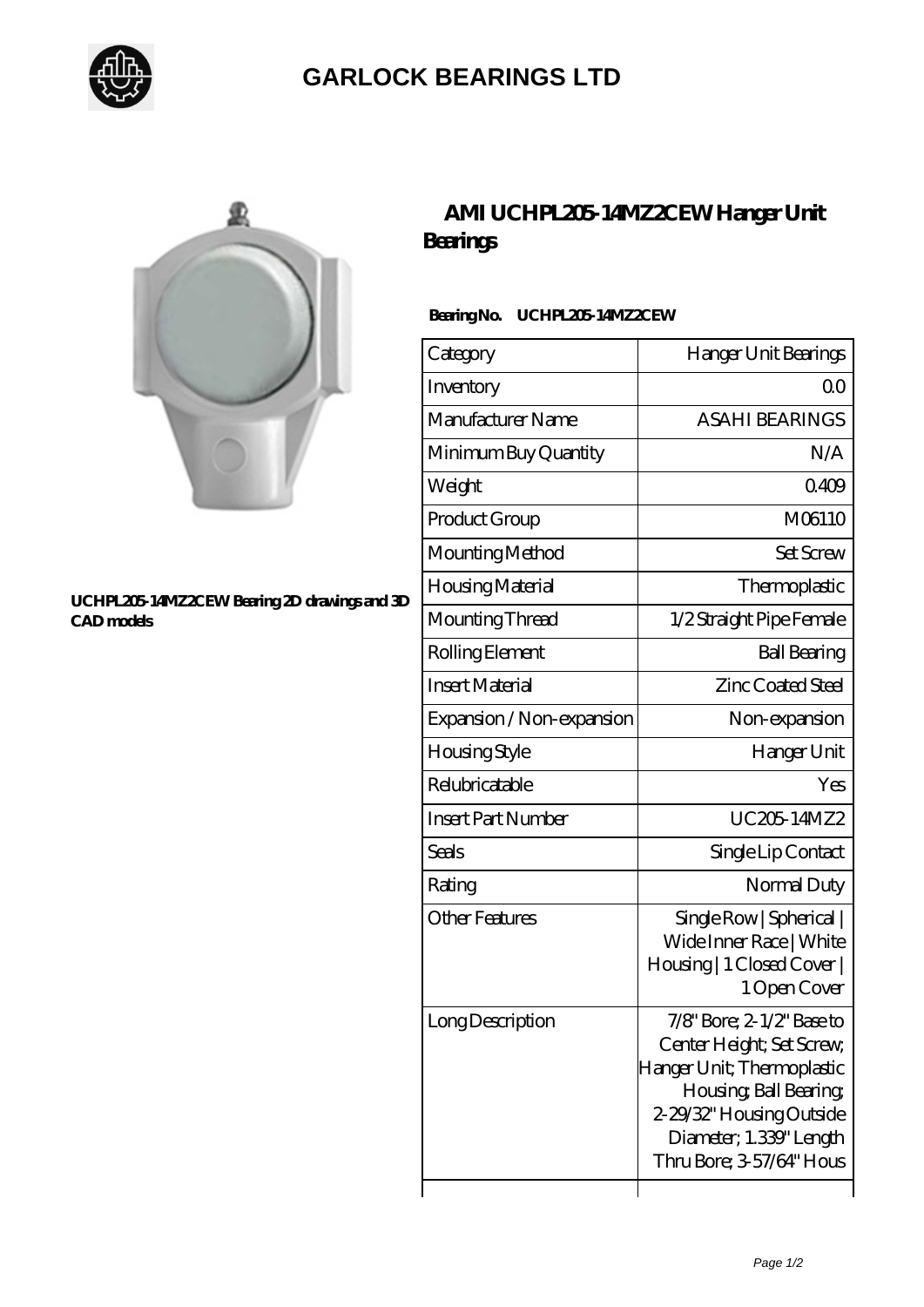# GARLOCK BEARINGS LTD

UCHPL205-14MZ2CEW Bearing 2D drawings and 3D CAD models

## AMI UCHPL205-14MZ2CEW Hanger Unit Bearings

**Bearing No. UCHPL205-14MZ2CEW**

| Category | Hanger Unit Bearings |
|---|---|
| Inventory | 0.0 |
| Manufacturer Name | ASAHI BEARINGS |
| Minimum Buy Quantity | N/A |
| Weight | 0.409 |
| Product Group | M06110 |
| Mounting Method | Set Screw |
| Housing Material | Thermoplastic |
| Mounting Thread | 1/2 Straight Pipe Female |
| Rolling Element | Ball Bearing |
| Insert Material | Zinc Coated Steel |
| Expansion / Non-expansion | Non-expansion |
| Housing Style | Hanger Unit |
| Relubricatable | Yes |
| Insert Part Number | UC205-14MZ2 |
| Seals | Single Lip Contact |
| Rating | Normal Duty |
| Other Features | Single Row \| Spherical \| Wide Inner Race \| White Housing \| 1 Closed Cover \| 1 Open Cover |
| Long Description | 7/8" Bore; 2-1/2" Base to Center Height; Set Screw; Hanger Unit; Thermoplastic Housing; Ball Bearing; 2-29/32" Housing Outside Diameter; 1.339" Length Thru Bore; 3-57/64" Hous |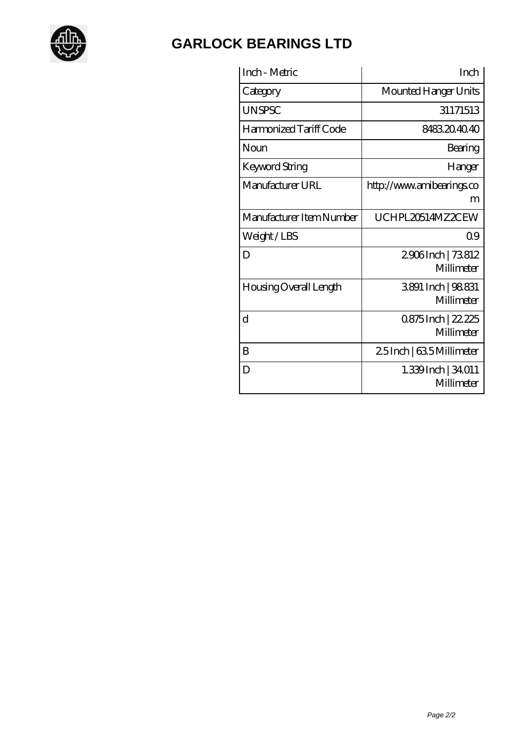# GARLOCK BEARINGS LTD

| | |
|---|---|
| Inch - Metric | Inch |
| Category | Mounted Hanger Units |
| UNSPSC | 31171513 |
| Harmonized Tariff Code | 8483.20.40.40 |
| Noun | Bearing |
| Keyword String | Hanger |
| Manufacturer URL | http://www.amibearings.com |
| Manufacturer Item Number | UCHPL20514MZ2CEW |
| Weight / LBS | 0.9 |
| D | 2.906 Inch \| 73.812 Millimeter |
| Housing Overall Length | 3.891 Inch \| 98.831 Millimeter |
| d | 0.875 Inch \| 22.225 Millimeter |
| B | 2.5 Inch \| 63.5 Millimeter |
| D | 1.339 Inch \| 34.011 Millimeter |